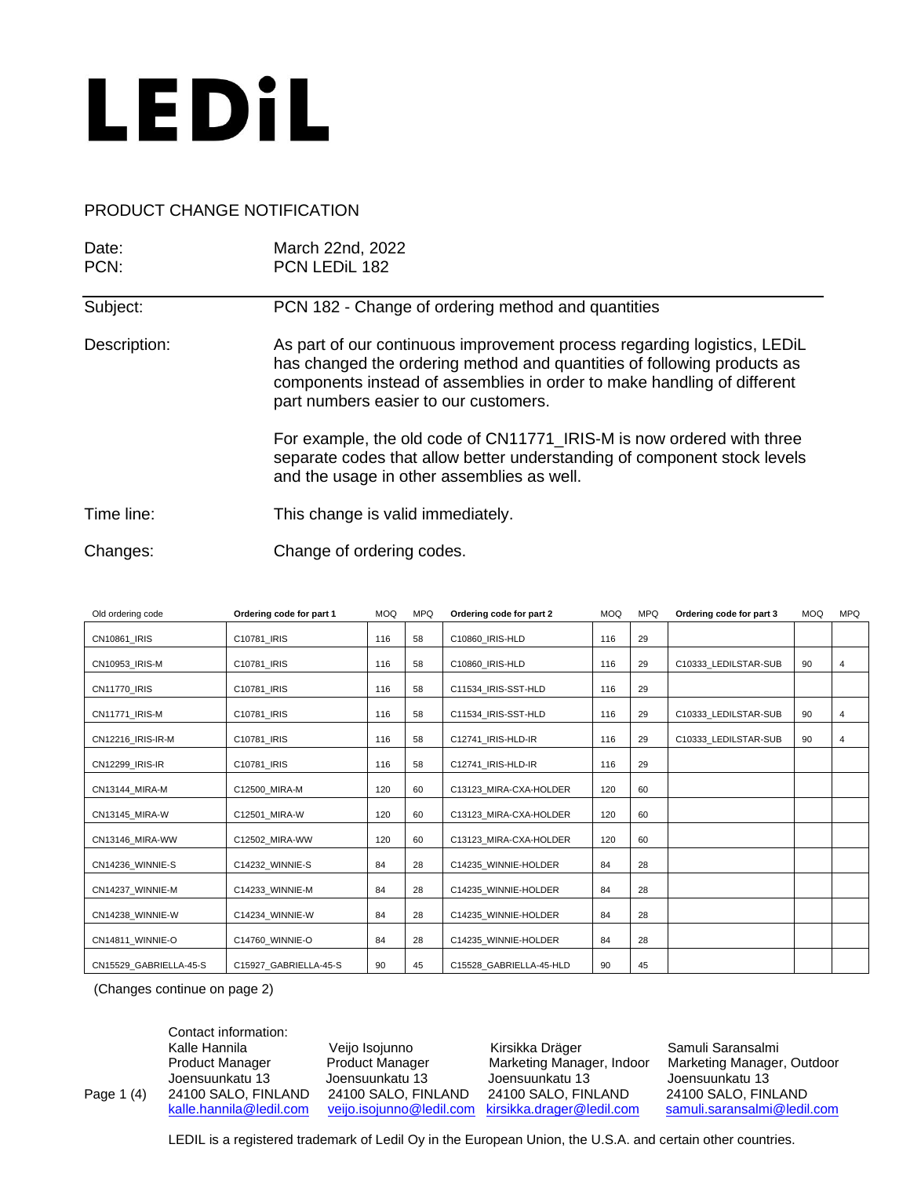# LEDiL

PRODUCT CHANGE NOTIFICATION

Date: March 22nd, 2022
PCN: PCN LEDiL 182

Subject: PCN 182 - Change of ordering method and quantities

Description: As part of our continuous improvement process regarding logistics, LEDiL has changed the ordering method and quantities of following products as components instead of assemblies in order to make handling of different part numbers easier to our customers.

For example, the old code of CN11771_IRIS-M is now ordered with three separate codes that allow better understanding of component stock levels and the usage in other assemblies as well.

Time line: This change is valid immediately.

Changes: Change of ordering codes.

| Old ordering code | Ordering code for part 1 | MOQ | MPQ | Ordering code for part 2 | MOQ | MPQ | Ordering code for part 3 | MOQ | MPQ |
|---|---|---|---|---|---|---|---|---|---|
| CN10861_IRIS | C10781_IRIS | 116 | 58 | C10860_IRIS-HLD | 116 | 29 | | | |
| CN10953_IRIS-M | C10781_IRIS | 116 | 58 | C10860_IRIS-HLD | 116 | 29 | C10333_LEDILSTAR-SUB | 90 | 4 |
| CN11770_IRIS | C10781_IRIS | 116 | 58 | C11534_IRIS-SST-HLD | 116 | 29 | | | |
| CN11771_IRIS-M | C10781_IRIS | 116 | 58 | C11534_IRIS-SST-HLD | 116 | 29 | C10333_LEDILSTAR-SUB | 90 | 4 |
| CN12216_IRIS-IR-M | C10781_IRIS | 116 | 58 | C12741_IRIS-HLD-IR | 116 | 29 | C10333_LEDILSTAR-SUB | 90 | 4 |
| CN12299_IRIS-IR | C10781_IRIS | 116 | 58 | C12741_IRIS-HLD-IR | 116 | 29 | | | |
| CN13144_MIRA-M | C12500_MIRA-M | 120 | 60 | C13123_MIRA-CXA-HOLDER | 120 | 60 | | | |
| CN13145_MIRA-W | C12501_MIRA-W | 120 | 60 | C13123_MIRA-CXA-HOLDER | 120 | 60 | | | |
| CN13146_MIRA-WW | C12502_MIRA-WW | 120 | 60 | C13123_MIRA-CXA-HOLDER | 120 | 60 | | | |
| CN14236_WINNIE-S | C14232_WINNIE-S | 84 | 28 | C14235_WINNIE-HOLDER | 84 | 28 | | | |
| CN14237_WINNIE-M | C14233_WINNIE-M | 84 | 28 | C14235_WINNIE-HOLDER | 84 | 28 | | | |
| CN14238_WINNIE-W | C14234_WINNIE-W | 84 | 28 | C14235_WINNIE-HOLDER | 84 | 28 | | | |
| CN14811_WINNIE-O | C14760_WINNIE-O | 84 | 28 | C14235_WINNIE-HOLDER | 84 | 28 | | | |
| CN15529_GABRIELLA-45-S | C15927_GABRIELLA-45-S | 90 | 45 | C15528_GABRIELLA-45-HLD | 90 | 45 | | | |

(Changes continue on page 2)

Contact information:

| Kalle Hannila | Veijo Isojunno | Kirsikka Dräger | Samuli Saransalmi |
|---|---|---|---|
| Product Manager | Product Manager | Marketing Manager, Indoor | Marketing Manager, Outdoor |
| Joensuunkatu 13 | Joensuunkatu 13 | Joensuunkatu 13 | Joensuunkatu 13 |
| 24100 SALO, FINLAND | 24100 SALO, FINLAND | 24100 SALO, FINLAND | 24100 SALO, FINLAND |
| kalle.hannila@ledil.com | veijo.isojunno@ledil.com | kirsikka.drager@ledil.com | samuli.saransalmi@ledil.com |

LEDIL is a registered trademark of Ledil Oy in the European Union, the U.S.A. and certain other countries.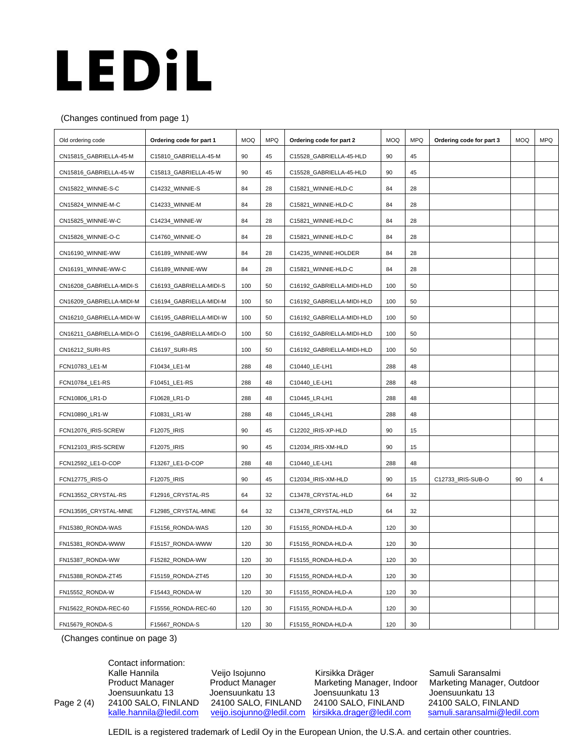LEDiL

(Changes continued from page 1)

| Old ordering code | Ordering code for part 1 | MOQ | MPQ | Ordering code for part 2 | MOQ | MPQ | Ordering code for part 3 | MOQ | MPQ |
|---|---|---|---|---|---|---|---|---|---|
| CN15815_GABRIELLA-45-M | C15810_GABRIELLA-45-M | 90 | 45 | C15528_GABRIELLA-45-HLD | 90 | 45 | | | |
| CN15816_GABRIELLA-45-W | C15813_GABRIELLA-45-W | 90 | 45 | C15528_GABRIELLA-45-HLD | 90 | 45 | | | |
| CN15822_WINNIE-S-C | C14232_WINNIE-S | 84 | 28 | C15821_WINNIE-HLD-C | 84 | 28 | | | |
| CN15824_WINNIE-M-C | C14233_WINNIE-M | 84 | 28 | C15821_WINNIE-HLD-C | 84 | 28 | | | |
| CN15825_WINNIE-W-C | C14234_WINNIE-W | 84 | 28 | C15821_WINNIE-HLD-C | 84 | 28 | | | |
| CN15826_WINNIE-O-C | C14760_WINNIE-O | 84 | 28 | C15821_WINNIE-HLD-C | 84 | 28 | | | |
| CN16190_WINNIE-WW | C16189_WINNIE-WW | 84 | 28 | C14235_WINNIE-HOLDER | 84 | 28 | | | |
| CN16191_WINNIE-WW-C | C16189_WINNIE-WW | 84 | 28 | C15821_WINNIE-HLD-C | 84 | 28 | | | |
| CN16208_GABRIELLA-MIDI-S | C16193_GABRIELLA-MIDI-S | 100 | 50 | C16192_GABRIELLA-MIDI-HLD | 100 | 50 | | | |
| CN16209_GABRIELLA-MIDI-M | C16194_GABRIELLA-MIDI-M | 100 | 50 | C16192_GABRIELLA-MIDI-HLD | 100 | 50 | | | |
| CN16210_GABRIELLA-MIDI-W | C16195_GABRIELLA-MIDI-W | 100 | 50 | C16192_GABRIELLA-MIDI-HLD | 100 | 50 | | | |
| CN16211_GABRIELLA-MIDI-O | C16196_GABRIELLA-MIDI-O | 100 | 50 | C16192_GABRIELLA-MIDI-HLD | 100 | 50 | | | |
| CN16212_SURI-RS | C16197_SURI-RS | 100 | 50 | C16192_GABRIELLA-MIDI-HLD | 100 | 50 | | | |
| FCN10783_LE1-M | F10434_LE1-M | 288 | 48 | C10440_LE-LH1 | 288 | 48 | | | |
| FCN10784_LE1-RS | F10451_LE1-RS | 288 | 48 | C10440_LE-LH1 | 288 | 48 | | | |
| FCN10806_LR1-D | F10628_LR1-D | 288 | 48 | C10445_LR-LH1 | 288 | 48 | | | |
| FCN10890_LR1-W | F10831_LR1-W | 288 | 48 | C10445_LR-LH1 | 288 | 48 | | | |
| FCN12076_IRIS-SCREW | F12075_IRIS | 90 | 45 | C12202_IRIS-XP-HLD | 90 | 15 | | | |
| FCN12103_IRIS-SCREW | F12075_IRIS | 90 | 45 | C12034_IRIS-XM-HLD | 90 | 15 | | | |
| FCN12592_LE1-D-COP | F13267_LE1-D-COP | 288 | 48 | C10440_LE-LH1 | 288 | 48 | | | |
| FCN12775_IRIS-O | F12075_IRIS | 90 | 45 | C12034_IRIS-XM-HLD | 90 | 15 | C12733_IRIS-SUB-O | 90 | 4 |
| FCN13552_CRYSTAL-RS | F12916_CRYSTAL-RS | 64 | 32 | C13478_CRYSTAL-HLD | 64 | 32 | | | |
| FCN13595_CRYSTAL-MINE | F12985_CRYSTAL-MINE | 64 | 32 | C13478_CRYSTAL-HLD | 64 | 32 | | | |
| FN15380_RONDA-WAS | F15156_RONDA-WAS | 120 | 30 | F15155_RONDA-HLD-A | 120 | 30 | | | |
| FN15381_RONDA-WWW | F15157_RONDA-WWW | 120 | 30 | F15155_RONDA-HLD-A | 120 | 30 | | | |
| FN15387_RONDA-WW | F15282_RONDA-WW | 120 | 30 | F15155_RONDA-HLD-A | 120 | 30 | | | |
| FN15388_RONDA-ZT45 | F15159_RONDA-ZT45 | 120 | 30 | F15155_RONDA-HLD-A | 120 | 30 | | | |
| FN15552_RONDA-W | F15443_RONDA-W | 120 | 30 | F15155_RONDA-HLD-A | 120 | 30 | | | |
| FN15622_RONDA-REC-60 | F15556_RONDA-REC-60 | 120 | 30 | F15155_RONDA-HLD-A | 120 | 30 | | | |
| FN15679_RONDA-S | F15667_RONDA-S | 120 | 30 | F15155_RONDA-HLD-A | 120 | 30 | | | |

(Changes continue on page 3)

Contact information:

| Kalle Hannila | Veijo Isojunno | Kirsikka Dräger | Samuli Saransalmi |
|---|---|---|---|
| Product Manager | Product Manager | Marketing Manager, Indoor | Marketing Manager, Outdoor |
| Joensuunkatu 13 | Joensuunkatu 13 | Joensuunkatu 13 | Joensuunkatu 13 |
| 24100 SALO, FINLAND | 24100 SALO, FINLAND | 24100 SALO, FINLAND | 24100 SALO, FINLAND |
| kalle.hannila@ledil.com | veijo.isojunno@ledil.com | kirsikka.drager@ledil.com | samuli.saransalmi@ledil.com |

LEDIL is a registered trademark of Ledil Oy in the European Union, the U.S.A. and certain other countries.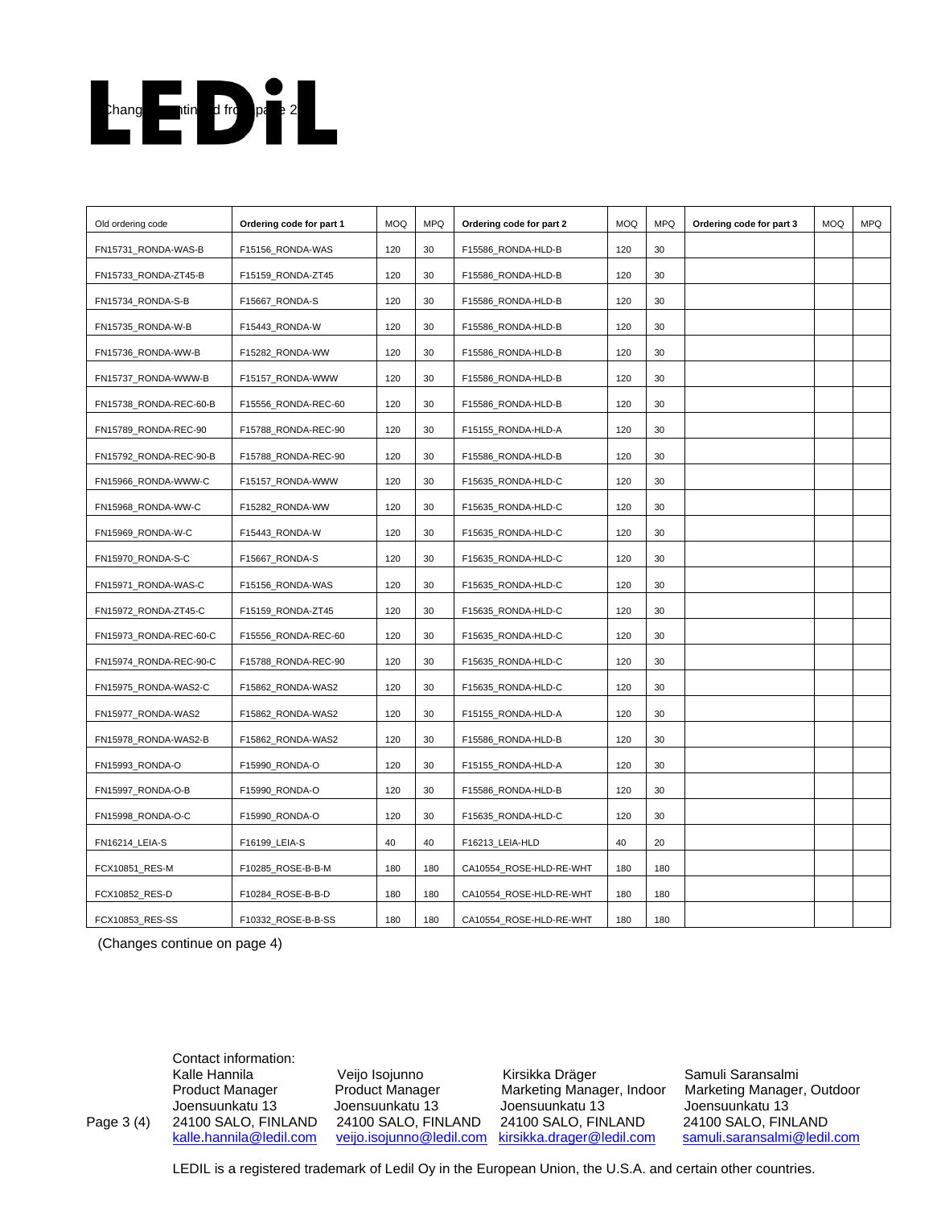(Changes continued from page 2)

| Old ordering code | Ordering code for part 1 | MOQ | MPQ | Ordering code for part 2 | MOQ | MPQ | Ordering code for part 3 | MOQ | MPQ |
|---|---|---|---|---|---|---|---|---|---|
| FN15731_RONDA-WAS-B | F15156_RONDA-WAS | 120 | 30 | F15586_RONDA-HLD-B | 120 | 30 | | | |
| FN15733_RONDA-ZT45-B | F15159_RONDA-ZT45 | 120 | 30 | F15586_RONDA-HLD-B | 120 | 30 | | | |
| FN15734_RONDA-S-B | F15667_RONDA-S | 120 | 30 | F15586_RONDA-HLD-B | 120 | 30 | | | |
| FN15735_RONDA-W-B | F15443_RONDA-W | 120 | 30 | F15586_RONDA-HLD-B | 120 | 30 | | | |
| FN15736_RONDA-WW-B | F15282_RONDA-WW | 120 | 30 | F15586_RONDA-HLD-B | 120 | 30 | | | |
| FN15737_RONDA-WWW-B | F15157_RONDA-WWW | 120 | 30 | F15586_RONDA-HLD-B | 120 | 30 | | | |
| FN15738_RONDA-REC-60-B | F15556_RONDA-REC-60 | 120 | 30 | F15586_RONDA-HLD-B | 120 | 30 | | | |
| FN15789_RONDA-REC-90 | F15788_RONDA-REC-90 | 120 | 30 | F15155_RONDA-HLD-A | 120 | 30 | | | |
| FN15792_RONDA-REC-90-B | F15788_RONDA-REC-90 | 120 | 30 | F15586_RONDA-HLD-B | 120 | 30 | | | |
| FN15966_RONDA-WWW-C | F15157_RONDA-WWW | 120 | 30 | F15635_RONDA-HLD-C | 120 | 30 | | | |
| FN15968_RONDA-WW-C | F15282_RONDA-WW | 120 | 30 | F15635_RONDA-HLD-C | 120 | 30 | | | |
| FN15969_RONDA-W-C | F15443_RONDA-W | 120 | 30 | F15635_RONDA-HLD-C | 120 | 30 | | | |
| FN15970_RONDA-S-C | F15667_RONDA-S | 120 | 30 | F15635_RONDA-HLD-C | 120 | 30 | | | |
| FN15971_RONDA-WAS-C | F15156_RONDA-WAS | 120 | 30 | F15635_RONDA-HLD-C | 120 | 30 | | | |
| FN15972_RONDA-ZT45-C | F15159_RONDA-ZT45 | 120 | 30 | F15635_RONDA-HLD-C | 120 | 30 | | | |
| FN15973_RONDA-REC-60-C | F15556_RONDA-REC-60 | 120 | 30 | F15635_RONDA-HLD-C | 120 | 30 | | | |
| FN15974_RONDA-REC-90-C | F15788_RONDA-REC-90 | 120 | 30 | F15635_RONDA-HLD-C | 120 | 30 | | | |
| FN15975_RONDA-WAS2-C | F15862_RONDA-WAS2 | 120 | 30 | F15635_RONDA-HLD-C | 120 | 30 | | | |
| FN15977_RONDA-WAS2 | F15862_RONDA-WAS2 | 120 | 30 | F15155_RONDA-HLD-A | 120 | 30 | | | |
| FN15978_RONDA-WAS2-B | F15862_RONDA-WAS2 | 120 | 30 | F15586_RONDA-HLD-B | 120 | 30 | | | |
| FN15993_RONDA-O | F15990_RONDA-O | 120 | 30 | F15155_RONDA-HLD-A | 120 | 30 | | | |
| FN15997_RONDA-O-B | F15990_RONDA-O | 120 | 30 | F15586_RONDA-HLD-B | 120 | 30 | | | |
| FN15998_RONDA-O-C | F15990_RONDA-O | 120 | 30 | F15635_RONDA-HLD-C | 120 | 30 | | | |
| FN16214_LEIA-S | F16199_LEIA-S | 40 | 40 | F16213_LEIA-HLD | 40 | 20 | | | |
| FCX10851_RES-M | F10285_ROSE-B-B-M | 180 | 180 | CA10554_ROSE-HLD-RE-WHT | 180 | 180 | | | |
| FCX10852_RES-D | F10284_ROSE-B-B-D | 180 | 180 | CA10554_ROSE-HLD-RE-WHT | 180 | 180 | | | |
| FCX10853_RES-SS | F10332_ROSE-B-B-SS | 180 | 180 | CA10554_ROSE-HLD-RE-WHT | 180 | 180 | | | |

(Changes continue on page 4)

Contact information:

| Kalle Hannila | Veijo Isojunno | Kirsikka Dräger | Samuli Saransalmi |
|---|---|---|---|
| Product Manager | Product Manager | Marketing Manager, Indoor | Marketing Manager, Outdoor |
| Joensuunkatu 13 | Joensuunkatu 13 | Joensuunkatu 13 | Joensuunkatu 13 |
| 24100 SALO, FINLAND | 24100 SALO, FINLAND | 24100 SALO, FINLAND | 24100 SALO, FINLAND |
| kalle.hannila@ledil.com | veijo.isojunno@ledil.com | kirsikka.drager@ledil.com | samuli.saransalmi@ledil.com |

LEDIL is a registered trademark of Ledil Oy in the European Union, the U.S.A. and certain other countries.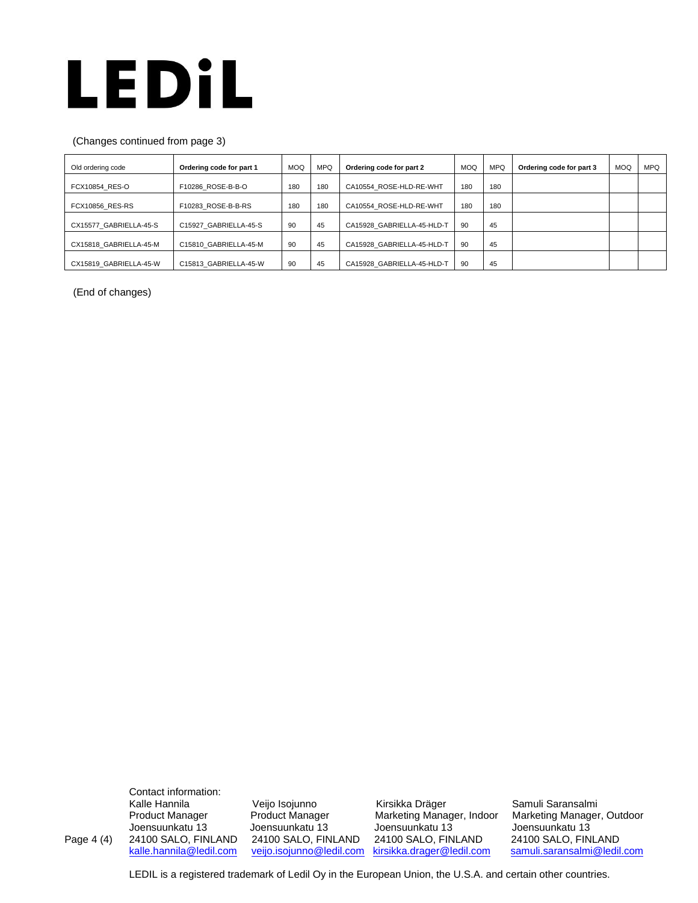LEDiL

(Changes continued from page 3)

| Old ordering code | Ordering code for part 1 | MOQ | MPQ | Ordering code for part 2 | MOQ | MPQ | Ordering code for part 3 | MOQ | MPQ |
|---|---|---|---|---|---|---|---|---|---|
| FCX10854_RES-O | F10286_ROSE-B-B-O | 180 | 180 | CA10554_ROSE-HLD-RE-WHT | 180 | 180 | | | |
| FCX10856_RES-RS | F10283_ROSE-B-B-RS | 180 | 180 | CA10554_ROSE-HLD-RE-WHT | 180 | 180 | | | |
| CX15577_GABRIELLA-45-S | C15927_GABRIELLA-45-S | 90 | 45 | CA15928_GABRIELLA-45-HLD-T | 90 | 45 | | | |
| CX15818_GABRIELLA-45-M | C15810_GABRIELLA-45-M | 90 | 45 | CA15928_GABRIELLA-45-HLD-T | 90 | 45 | | | |
| CX15819_GABRIELLA-45-W | C15813_GABRIELLA-45-W | 90 | 45 | CA15928_GABRIELLA-45-HLD-T | 90 | 45 | | | |

(End of changes)

Contact information:

Kalle Hannila
Product Manager
Joensuunkatu 13
24100 SALO, FINLAND
kalle.hannila@ledil.com

Veijo Isojunno
Product Manager
Joensuunkatu 13
24100 SALO, FINLAND
veijo.isojunno@ledil.com

Kirsikka Dräger
Marketing Manager, Indoor
Joensuunkatu 13
24100 SALO, FINLAND
kirsikka.drager@ledil.com

Samuli Saransalmi
Marketing Manager, Outdoor
Joensuunkatu 13
24100 SALO, FINLAND
samuli.saransalmi@ledil.com

LEDIL is a registered trademark of Ledil Oy in the European Union, the U.S.A. and certain other countries.